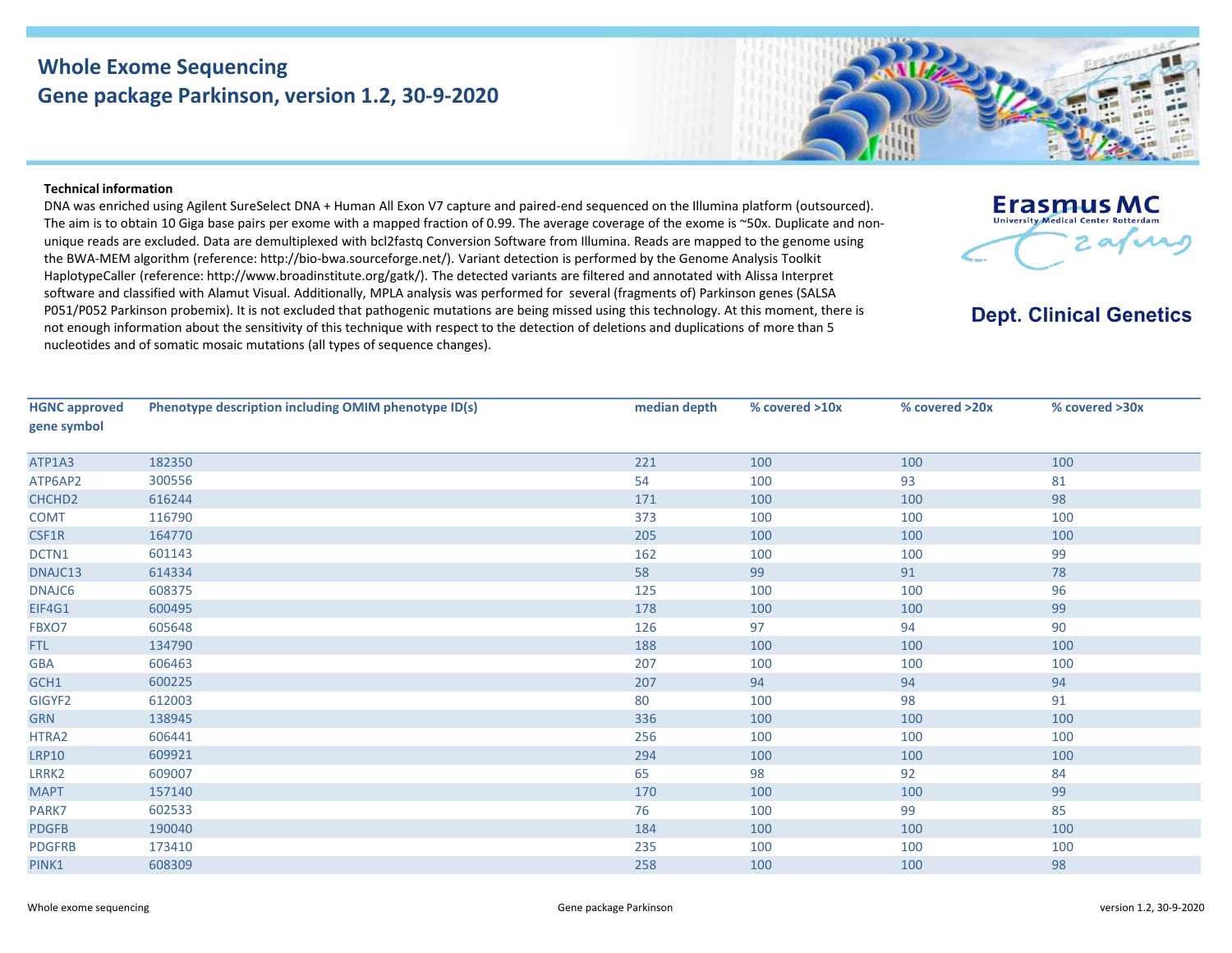# Whole Exome Sequencing
## Gene package Parkinson, version 1.2, 30-9-2020

**Erasmus MC**
University Medical Center Rotterdam

**Dept. Clinical Genetics**

**Technical information**

DNA was enriched using Agilent SureSelect DNA + Human All Exon V7 capture and paired-end sequenced on the Illumina platform (outsourced). The aim is to obtain 10 Giga base pairs per exome with a mapped fraction of 0.99. The average coverage of the exome is ~50x. Duplicate and non-unique reads are excluded. Data are demultiplexed with bcl2fastq Conversion Software from Illumina. Reads are mapped to the genome using the BWA-MEM algorithm (reference: http://bio-bwa.sourceforge.net/). Variant detection is performed by the Genome Analysis Toolkit HaplotypeCaller (reference: http://www.broadinstitute.org/gatk/). The detected variants are filtered and annotated with Alissa Interpret software and classified with Alamut Visual. Additionally, MPLA analysis was performed for several (fragments of) Parkinson genes (SALSA P051/P052 Parkinson probemix). It is not excluded that pathogenic mutations are being missed using this technology. At this moment, there is not enough information about the sensitivity of this technique with respect to the detection of deletions and duplications of more than 5 nucleotides and of somatic mosaic mutations (all types of sequence changes).

| HGNC approved gene symbol | Phenotype description including OMIM phenotype ID(s) | median depth | % covered >10x | % covered >20x | % covered >30x |
|---|---|---|---|---|---|
| ATP1A3 | 182350 | 221 | 100 | 100 | 100 |
| ATP6AP2 | 300556 | 54 | 100 | 93 | 81 |
| CHCHD2 | 616244 | 171 | 100 | 100 | 98 |
| COMT | 116790 | 373 | 100 | 100 | 100 |
| CSF1R | 164770 | 205 | 100 | 100 | 100 |
| DCTN1 | 601143 | 162 | 100 | 100 | 99 |
| DNAJC13 | 614334 | 58 | 99 | 91 | 78 |
| DNAJC6 | 608375 | 125 | 100 | 100 | 96 |
| EIF4G1 | 600495 | 178 | 100 | 100 | 99 |
| FBXO7 | 605648 | 126 | 97 | 94 | 90 |
| FTL | 134790 | 188 | 100 | 100 | 100 |
| GBA | 606463 | 207 | 100 | 100 | 100 |
| GCH1 | 600225 | 207 | 94 | 94 | 94 |
| GIGYF2 | 612003 | 80 | 100 | 98 | 91 |
| GRN | 138945 | 336 | 100 | 100 | 100 |
| HTRA2 | 606441 | 256 | 100 | 100 | 100 |
| LRP10 | 609921 | 294 | 100 | 100 | 100 |
| LRRK2 | 609007 | 65 | 98 | 92 | 84 |
| MAPT | 157140 | 170 | 100 | 100 | 99 |
| PARK7 | 602533 | 76 | 100 | 99 | 85 |
| PDGFB | 190040 | 184 | 100 | 100 | 100 |
| PDGFRB | 173410 | 235 | 100 | 100 | 100 |
| PINK1 | 608309 | 258 | 100 | 100 | 98 |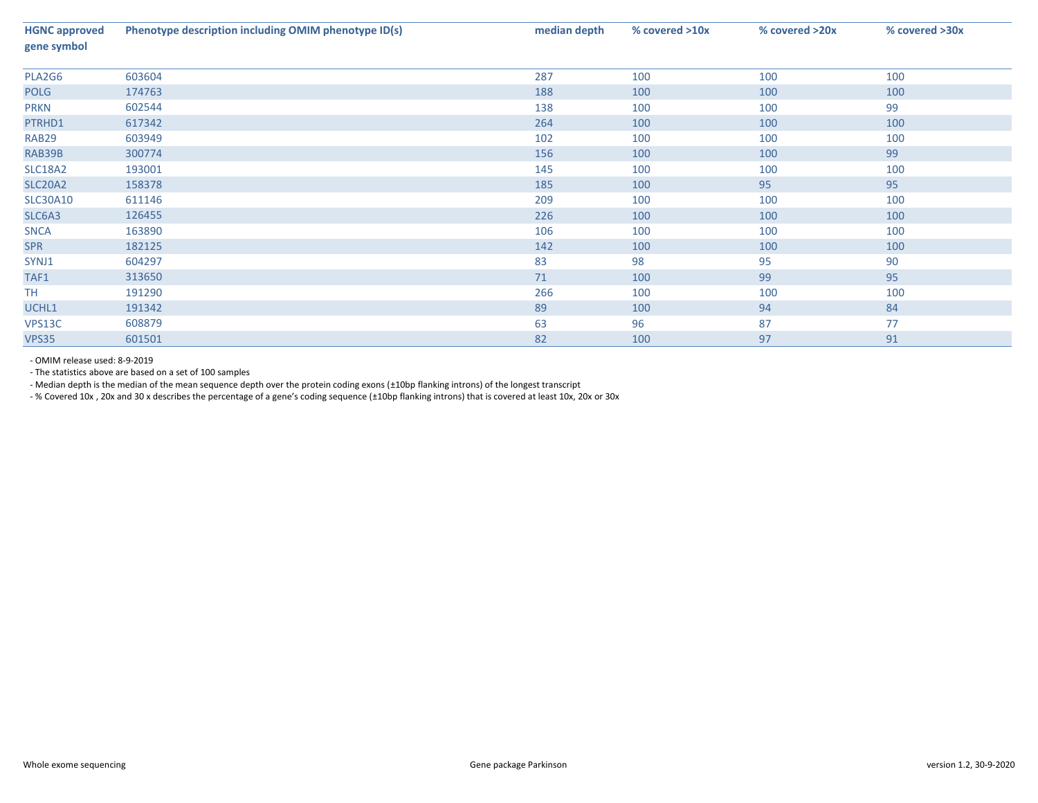| HGNC approved gene symbol | Phenotype description including OMIM phenotype ID(s) | median depth | % covered >10x | % covered >20x | % covered >30x |
|---|---|---|---|---|---|
| PLA2G6 | 603604 | 287 | 100 | 100 | 100 |
| POLG | 174763 | 188 | 100 | 100 | 100 |
| PRKN | 602544 | 138 | 100 | 100 | 99 |
| PTRHD1 | 617342 | 264 | 100 | 100 | 100 |
| RAB29 | 603949 | 102 | 100 | 100 | 100 |
| RAB39B | 300774 | 156 | 100 | 100 | 99 |
| SLC18A2 | 193001 | 145 | 100 | 100 | 100 |
| SLC20A2 | 158378 | 185 | 100 | 95 | 95 |
| SLC30A10 | 611146 | 209 | 100 | 100 | 100 |
| SLC6A3 | 126455 | 226 | 100 | 100 | 100 |
| SNCA | 163890 | 106 | 100 | 100 | 100 |
| SPR | 182125 | 142 | 100 | 100 | 100 |
| SYNJ1 | 604297 | 83 | 98 | 95 | 90 |
| TAF1 | 313650 | 71 | 100 | 99 | 95 |
| TH | 191290 | 266 | 100 | 100 | 100 |
| UCHL1 | 191342 | 89 | 100 | 94 | 84 |
| VPS13C | 608879 | 63 | 96 | 87 | 77 |
| VPS35 | 601501 | 82 | 100 | 97 | 91 |

- OMIM release used: 8-9-2019
- The statistics above are based on a set of 100 samples
- Median depth is the median of the mean sequence depth over the protein coding exons (±10bp flanking introns) of the longest transcript
- % Covered 10x , 20x and 30 x describes the percentage of a gene's coding sequence (±10bp flanking introns) that is covered at least 10x, 20x or 30x